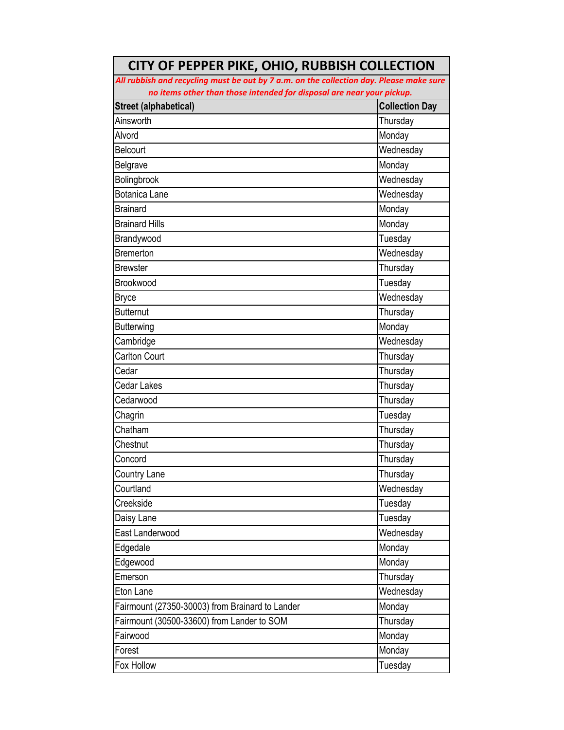# CITY OF PEPPER PIKE, OHIO, RUBBISH COLLECTION

***All rubbish and recycling must be out by 7 a.m. on the collection day. Please make sure no items other than those intended for disposal are near your pickup.***

| Street (alphabetical) | Collection Day |
|---|---|
| Ainsworth | Thursday |
| Alvord | Monday |
| Belcourt | Wednesday |
| Belgrave | Monday |
| Bolingbrook | Wednesday |
| Botanica Lane | Wednesday |
| Brainard | Monday |
| Brainard Hills | Monday |
| Brandywood | Tuesday |
| Bremerton | Wednesday |
| Brewster | Thursday |
| Brookwood | Tuesday |
| Bryce | Wednesday |
| Butternut | Thursday |
| Butterwing | Monday |
| Cambridge | Wednesday |
| Carlton Court | Thursday |
| Cedar | Thursday |
| Cedar Lakes | Thursday |
| Cedarwood | Thursday |
| Chagrin | Tuesday |
| Chatham | Thursday |
| Chestnut | Thursday |
| Concord | Thursday |
| Country Lane | Thursday |
| Courtland | Wednesday |
| Creekside | Tuesday |
| Daisy Lane | Tuesday |
| East Landerwood | Wednesday |
| Edgedale | Monday |
| Edgewood | Monday |
| Emerson | Thursday |
| Eton Lane | Wednesday |
| Fairmount (27350-30003) from Brainard to Lander | Monday |
| Fairmount (30500-33600) from Lander to SOM | Thursday |
| Fairwood | Monday |
| Forest | Monday |
| Fox Hollow | Tuesday |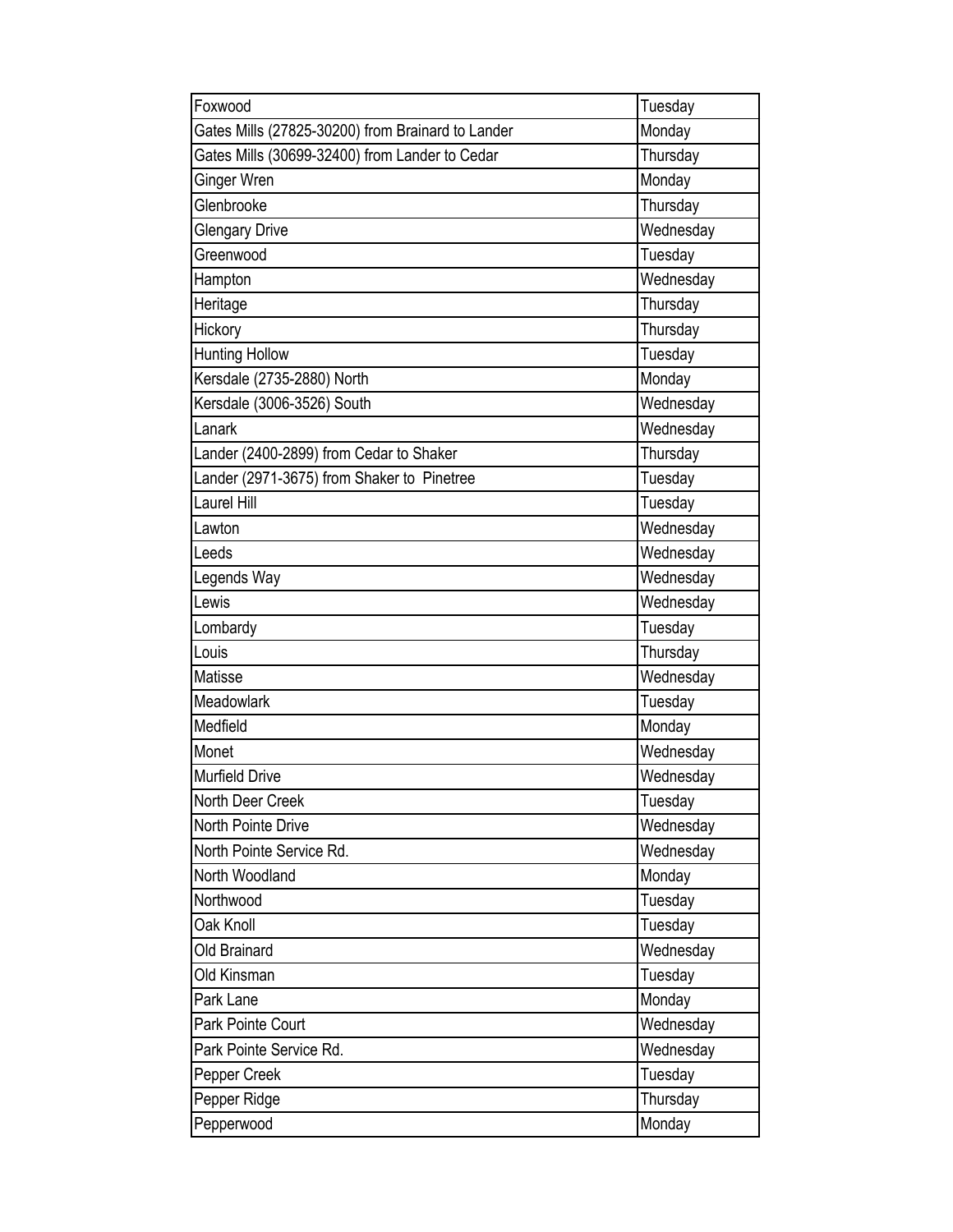| | |
|---|---|
| Foxwood | Tuesday |
| Gates Mills (27825-30200) from Brainard to Lander | Monday |
| Gates Mills (30699-32400) from Lander to Cedar | Thursday |
| Ginger Wren | Monday |
| Glenbrooke | Thursday |
| Glengary Drive | Wednesday |
| Greenwood | Tuesday |
| Hampton | Wednesday |
| Heritage | Thursday |
| Hickory | Thursday |
| Hunting Hollow | Tuesday |
| Kersdale (2735-2880) North | Monday |
| Kersdale (3006-3526) South | Wednesday |
| Lanark | Wednesday |
| Lander (2400-2899) from Cedar to Shaker | Thursday |
| Lander (2971-3675) from Shaker to Pinetree | Tuesday |
| Laurel Hill | Tuesday |
| Lawton | Wednesday |
| Leeds | Wednesday |
| Legends Way | Wednesday |
| Lewis | Wednesday |
| Lombardy | Tuesday |
| Louis | Thursday |
| Matisse | Wednesday |
| Meadowlark | Tuesday |
| Medfield | Monday |
| Monet | Wednesday |
| Murfield Drive | Wednesday |
| North Deer Creek | Tuesday |
| North Pointe Drive | Wednesday |
| North Pointe Service Rd. | Wednesday |
| North Woodland | Monday |
| Northwood | Tuesday |
| Oak Knoll | Tuesday |
| Old Brainard | Wednesday |
| Old Kinsman | Tuesday |
| Park Lane | Monday |
| Park Pointe Court | Wednesday |
| Park Pointe Service Rd. | Wednesday |
| Pepper Creek | Tuesday |
| Pepper Ridge | Thursday |
| Pepperwood | Monday |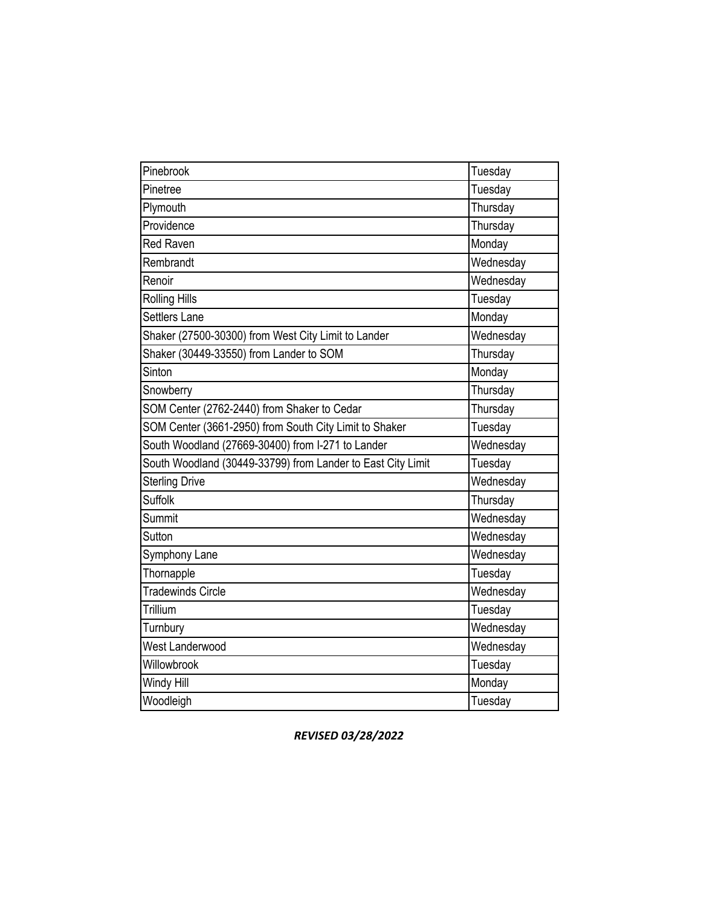| | |
|---|---|
| Pinebrook | Tuesday |
| Pinetree | Tuesday |
| Plymouth | Thursday |
| Providence | Thursday |
| Red Raven | Monday |
| Rembrandt | Wednesday |
| Renoir | Wednesday |
| Rolling Hills | Tuesday |
| Settlers Lane | Monday |
| Shaker (27500-30300) from West City Limit to Lander | Wednesday |
| Shaker (30449-33550) from Lander to SOM | Thursday |
| Sinton | Monday |
| Snowberry | Thursday |
| SOM Center (2762-2440) from Shaker to Cedar | Thursday |
| SOM Center (3661-2950) from South City Limit to Shaker | Tuesday |
| South Woodland (27669-30400) from I-271 to Lander | Wednesday |
| South Woodland (30449-33799) from Lander to East City Limit | Tuesday |
| Sterling Drive | Wednesday |
| Suffolk | Thursday |
| Summit | Wednesday |
| Sutton | Wednesday |
| Symphony Lane | Wednesday |
| Thornapple | Tuesday |
| Tradewinds Circle | Wednesday |
| Trillium | Tuesday |
| Turnbury | Wednesday |
| West Landerwood | Wednesday |
| Willowbrook | Tuesday |
| Windy Hill | Monday |
| Woodleigh | Tuesday |

***REVISED 03/28/2022***